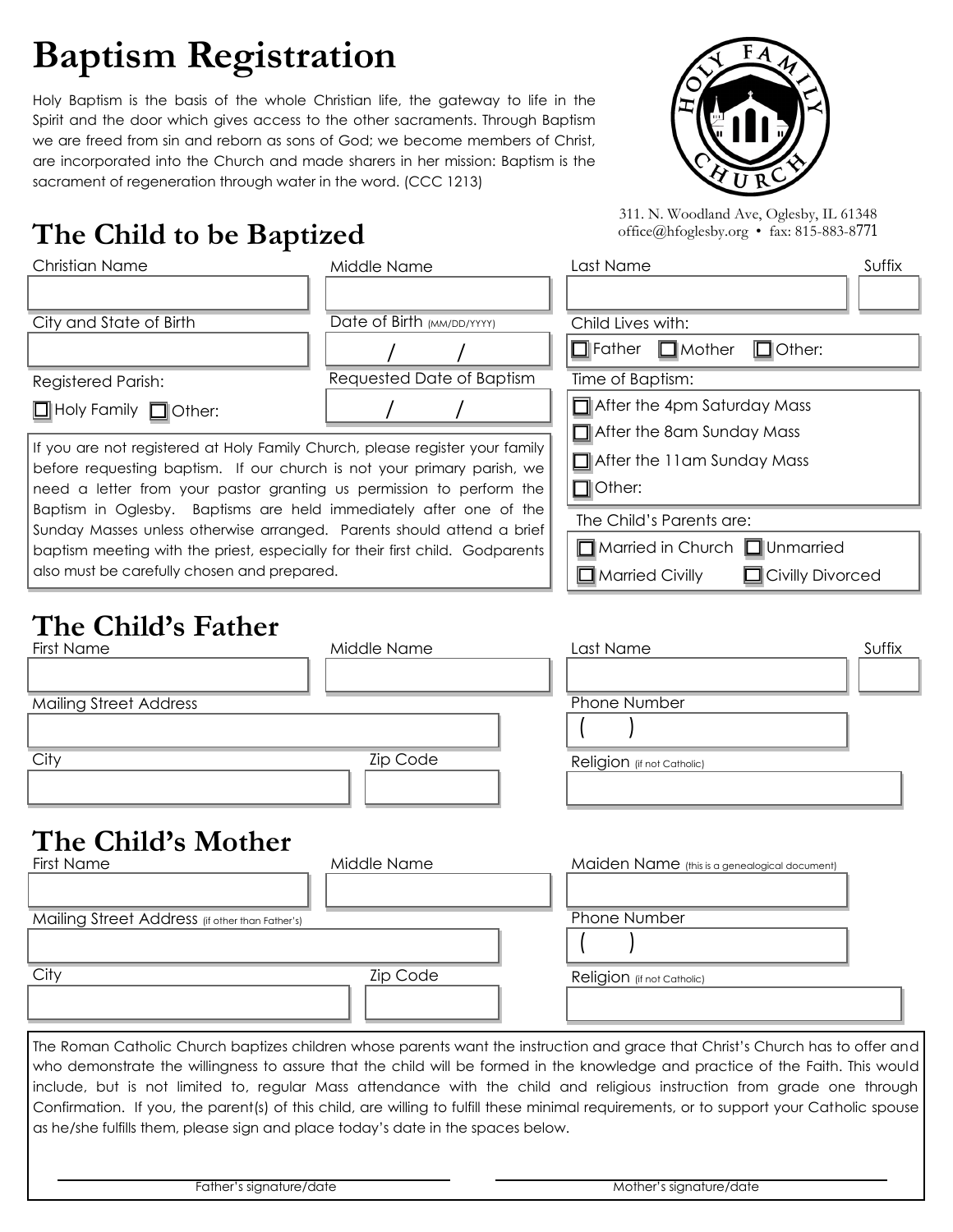# Baptism Registration

Holy Baptism is the basis of the whole Christian life, the gateway to life in the Spirit and the door which gives access to the other sacraments. Through Baptism we are freed from sin and reborn as sons of God; we become members of Christ, are incorporated into the Church and made sharers in her mission: Baptism is the sacrament of regeneration through water in the word. (CCC 1213)

HOLY FAMILY CHURCH

311. N. Woodland Ave, Oglesby, IL 61348
office@hfoglesby.org • fax: 815-883-8771

## The Child to be Baptized

Christian Name | Middle Name | Last Name | Suffix

City and State of Birth

Date of Birth (MM/DD/YYYY) / /

Child Lives with:
☐ Father ☐ Mother ☐ Other:

Registered Parish:
☐ Holy Family ☐ Other:

Requested Date of Baptism / /

Time of Baptism:
☐ After the 4pm Saturday Mass
☐ After the 8am Sunday Mass
☐ After the 11am Sunday Mass
☐ Other:

If you are not registered at Holy Family Church, please register your family before requesting baptism. If our church is not your primary parish, we need a letter from your pastor granting us permission to perform the Baptism in Oglesby. Baptisms are held immediately after one of the Sunday Masses unless otherwise arranged. Parents should attend a brief baptism meeting with the priest, especially for their first child. Godparents also must be carefully chosen and prepared.

The Child's Parents are:
☐ Married in Church ☐ Unmarried
☐ Married Civilly ☐ Civilly Divorced

## The Child's Father

First Name | Middle Name | Last Name | Suffix

Mailing Street Address

Phone Number ( )

City | Zip Code

Religion (if not Catholic)

## The Child's Mother

First Name | Middle Name | Maiden Name (this is a genealogical document)

Mailing Street Address (if other than Father's)

Phone Number ( )

City | Zip Code

Religion (if not Catholic)

The Roman Catholic Church baptizes children whose parents want the instruction and grace that Christ's Church has to offer and who demonstrate the willingness to assure that the child will be formed in the knowledge and practice of the Faith. This would include, but is not limited to, regular Mass attendance with the child and religious instruction from grade one through Confirmation. If you, the parent(s) of this child, are willing to fulfill these minimal requirements, or to support your Catholic spouse as he/she fulfills them, please sign and place today's date in the spaces below.

Father's signature/date

Mother's signature/date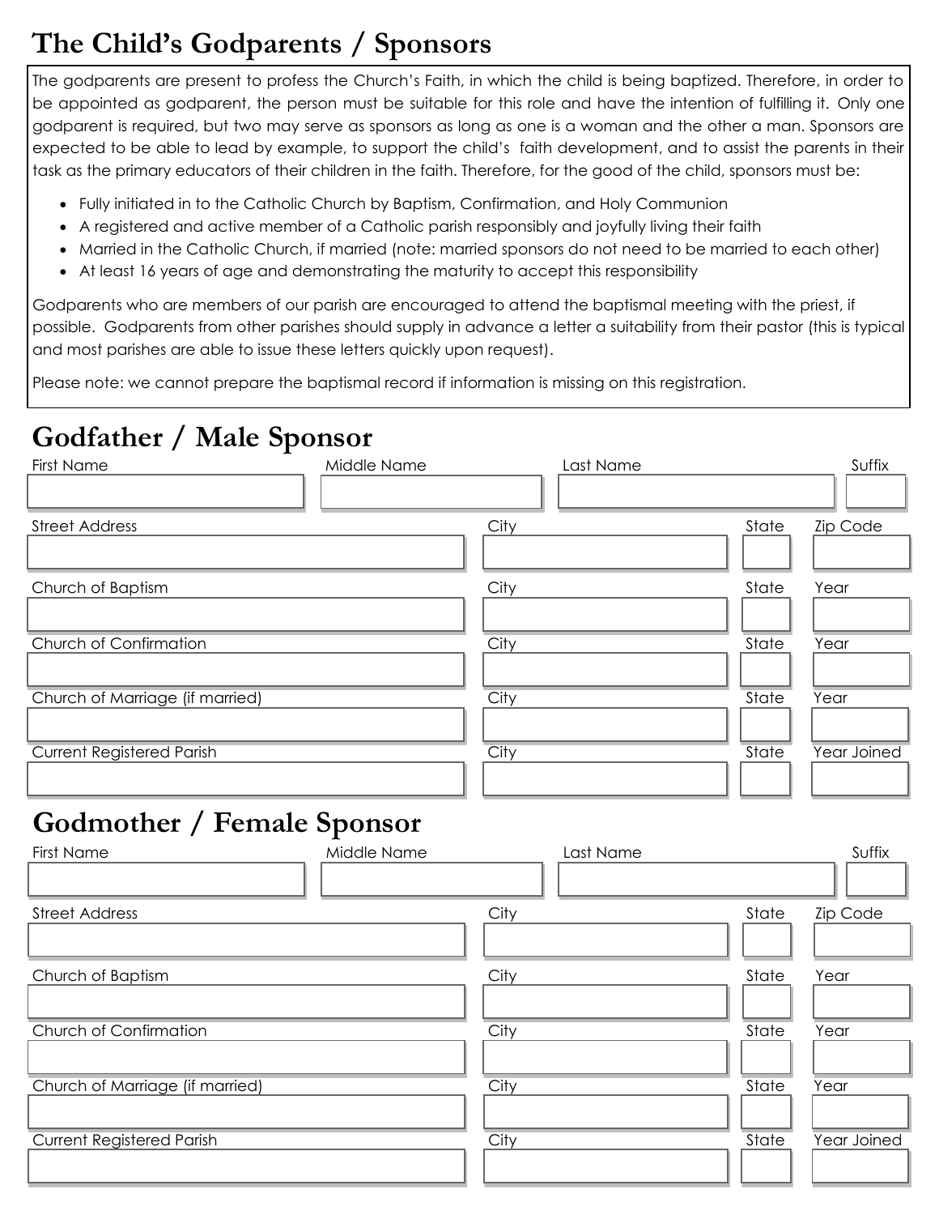# The Child's Godparents / Sponsors

The godparents are present to profess the Church's Faith, in which the child is being baptized. Therefore, in order to be appointed as godparent, the person must be suitable for this role and have the intention of fulfilling it. Only one godparent is required, but two may serve as sponsors as long as one is a woman and the other a man. Sponsors are expected to be able to lead by example, to support the child's faith development, and to assist the parents in their task as the primary educators of their children in the faith. Therefore, for the good of the child, sponsors must be:

- Fully initiated in to the Catholic Church by Baptism, Confirmation, and Holy Communion
- A registered and active member of a Catholic parish responsibly and joyfully living their faith
- Married in the Catholic Church, if married (note: married sponsors do not need to be married to each other)
- At least 16 years of age and demonstrating the maturity to accept this responsibility

Godparents who are members of our parish are encouraged to attend the baptismal meeting with the priest, if possible. Godparents from other parishes should supply in advance a letter a suitability from their pastor (this is typical and most parishes are able to issue these letters quickly upon request).

Please note: we cannot prepare the baptismal record if information is missing on this registration.

## Godfather / Male Sponsor

| First Name | Middle Name | Last Name | Suffix |
|---|---|---|---|
| | | | |

| Street Address | City | State | Zip Code |
|---|---|---|---|
| | | | |

| | City | State | Year |
|---|---|---|---|
| Church of Baptism | | | |
| Church of Confirmation | | | |
| Church of Marriage (if married) | | | |

| Current Registered Parish | City | State | Year Joined |
|---|---|---|---|
| | | | |

## Godmother / Female Sponsor

| First Name | Middle Name | Last Name | Suffix |
|---|---|---|---|
| | | | |

| Street Address | City | State | Zip Code |
|---|---|---|---|
| | | | |

| | City | State | Year |
|---|---|---|---|
| Church of Baptism | | | |
| Church of Confirmation | | | |
| Church of Marriage (if married) | | | |

| Current Registered Parish | City | State | Year Joined |
|---|---|---|---|
| | | | |